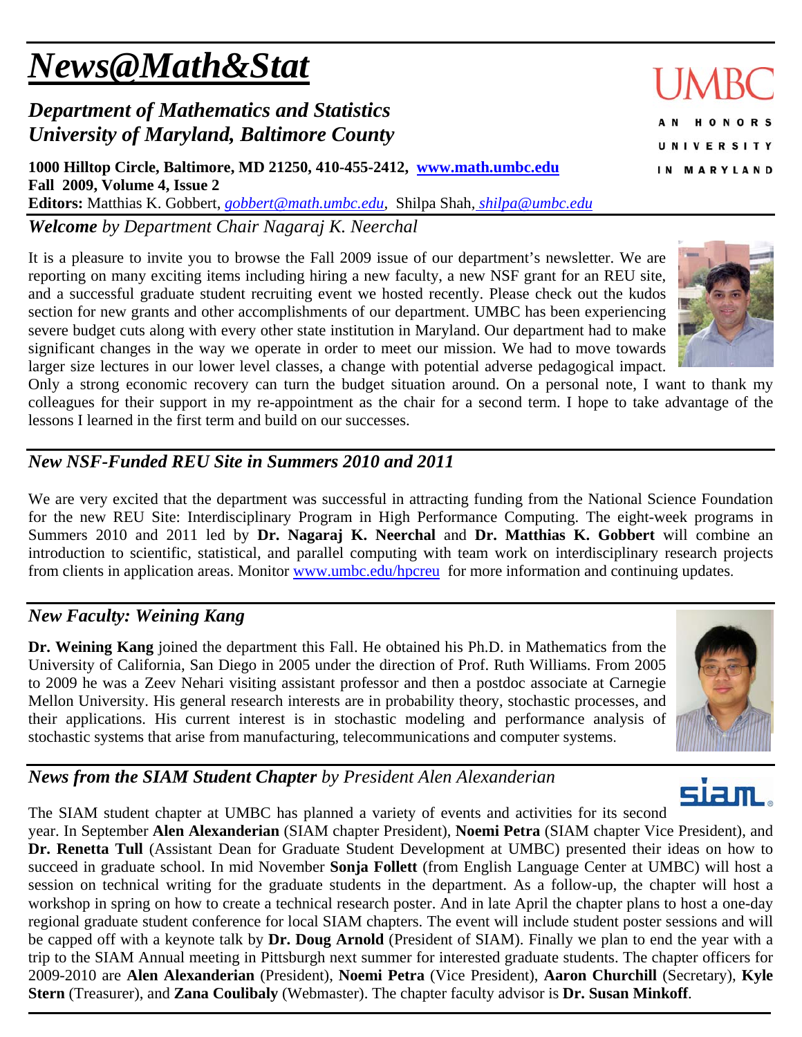# *News@Math&Stat*

## *Department of Mathematics and Statistics*
## *University of Maryland, Baltimore County*

UMBC
AN HONORS UNIVERSITY IN MARYLAND

**1000 Hilltop Circle, Baltimore, MD 21250, 410-455-2412, [www.math.umbc.edu](www.math.umbc.edu)**
**Fall 2009, Volume 4, Issue 2**
**Editors:** Matthias K. Gobbert, *gobbert@math.umbc.edu*, Shilpa Shah, *shilpa@umbc.edu*

### ***Welcome*** *by Department Chair Nagaraj K. Neerchal*

It is a pleasure to invite you to browse the Fall 2009 issue of our department's newsletter. We are reporting on many exciting items including hiring a new faculty, a new NSF grant for an REU site, and a successful graduate student recruiting event we hosted recently. Please check out the kudos section for new grants and other accomplishments of our department. UMBC has been experiencing severe budget cuts along with every other state institution in Maryland. Our department had to make significant changes in the way we operate in order to meet our mission. We had to move towards larger size lectures in our lower level classes, a change with potential adverse pedagogical impact. Only a strong economic recovery can turn the budget situation around. On a personal note, I want to thank my colleagues for their support in my re-appointment as the chair for a second term. I hope to take advantage of the lessons I learned in the first term and build on our successes.

### *New NSF-Funded REU Site in Summers 2010 and 2011*

We are very excited that the department was successful in attracting funding from the National Science Foundation for the new REU Site: Interdisciplinary Program in High Performance Computing. The eight-week programs in Summers 2010 and 2011 led by **Dr. Nagaraj K. Neerchal** and **Dr. Matthias K. Gobbert** will combine an introduction to scientific, statistical, and parallel computing with team work on interdisciplinary research projects from clients in application areas. Monitor [www.umbc.edu/hpcreu](www.umbc.edu/hpcreu) for more information and continuing updates.

### *New Faculty: Weining Kang*

**Dr. Weining Kang** joined the department this Fall. He obtained his Ph.D. in Mathematics from the University of California, San Diego in 2005 under the direction of Prof. Ruth Williams. From 2005 to 2009 he was a Zeev Nehari visiting assistant professor and then a postdoc associate at Carnegie Mellon University. His general research interests are in probability theory, stochastic processes, and their applications. His current interest is in stochastic modeling and performance analysis of stochastic systems that arise from manufacturing, telecommunications and computer systems.

### *News from the SIAM Student Chapter by President Alen Alexanderian*

The SIAM student chapter at UMBC has planned a variety of events and activities for its second year. In September **Alen Alexanderian** (SIAM chapter President), **Noemi Petra** (SIAM chapter Vice President), and **Dr. Renetta Tull** (Assistant Dean for Graduate Student Development at UMBC) presented their ideas on how to succeed in graduate school. In mid November **Sonja Follett** (from English Language Center at UMBC) will host a session on technical writing for the graduate students in the department. As a follow-up, the chapter will host a workshop in spring on how to create a technical research poster. And in late April the chapter plans to host a one-day regional graduate student conference for local SIAM chapters. The event will include student poster sessions and will be capped off with a keynote talk by **Dr. Doug Arnold** (President of SIAM). Finally we plan to end the year with a trip to the SIAM Annual meeting in Pittsburgh next summer for interested graduate students. The chapter officers for 2009-2010 are **Alen Alexanderian** (President), **Noemi Petra** (Vice President), **Aaron Churchill** (Secretary), **Kyle Stern** (Treasurer), and **Zana Coulibaly** (Webmaster). The chapter faculty advisor is **Dr. Susan Minkoff**.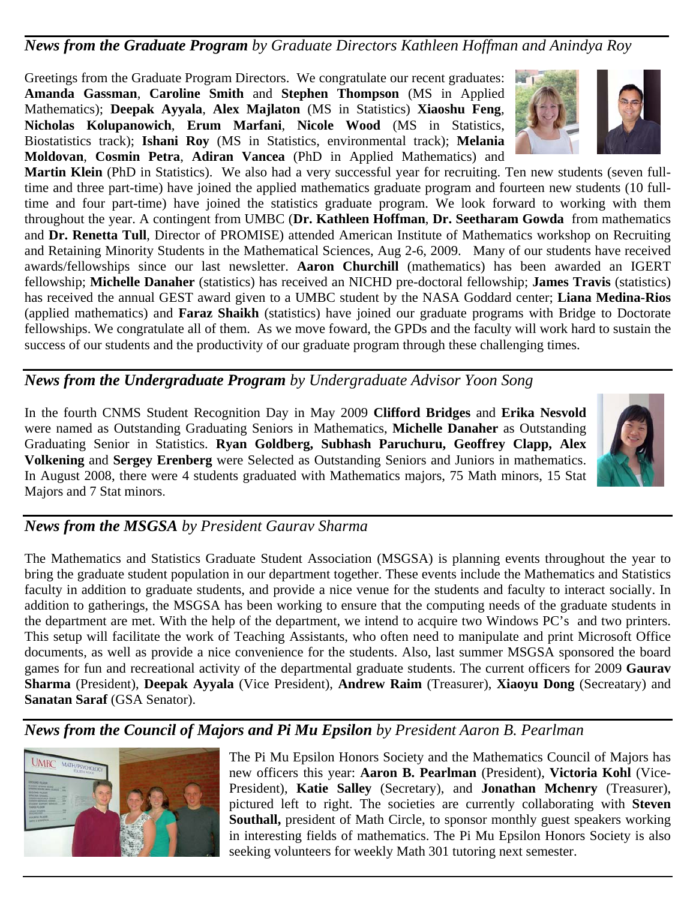## *News from the Graduate Program* *by Graduate Directors Kathleen Hoffman and Anindya Roy*

Greetings from the Graduate Program Directors. We congratulate our recent graduates: **Amanda Gassman**, **Caroline Smith** and **Stephen Thompson** (MS in Applied Mathematics); **Deepak Ayyala**, **Alex Majlaton** (MS in Statistics) **Xiaoshu Feng**, **Nicholas Kolupanowich**, **Erum Marfani**, **Nicole Wood** (MS in Statistics, Biostatistics track); **Ishani Roy** (MS in Statistics, environmental track); **Melania Moldovan**, **Cosmin Petra**, **Adiran Vancea** (PhD in Applied Mathematics) and **Martin Klein** (PhD in Statistics). We also had a very successful year for recruiting. Ten new students (seven full-time and three part-time) have joined the applied mathematics graduate program and fourteen new students (10 full-time and four part-time) have joined the statistics graduate program. We look forward to working with them throughout the year. A contingent from UMBC (**Dr. Kathleen Hoffman**, **Dr. Seetharam Gowda** from mathematics and **Dr. Renetta Tull**, Director of PROMISE) attended American Institute of Mathematics workshop on Recruiting and Retaining Minority Students in the Mathematical Sciences, Aug 2-6, 2009. Many of our students have received awards/fellowships since our last newsletter. **Aaron Churchill** (mathematics) has been awarded an IGERT fellowship; **Michelle Danaher** (statistics) has received an NICHD pre-doctoral fellowship; **James Travis** (statistics) has received the annual GEST award given to a UMBC student by the NASA Goddard center; **Liana Medina-Rios** (applied mathematics) and **Faraz Shaikh** (statistics) have joined our graduate programs with Bridge to Doctorate fellowships. We congratulate all of them. As we move foward, the GPDs and the faculty will work hard to sustain the success of our students and the productivity of our graduate program through these challenging times.

## *News from the Undergraduate Program* *by Undergraduate Advisor Yoon Song*

In the fourth CNMS Student Recognition Day in May 2009 **Clifford Bridges** and **Erika Nesvold** were named as Outstanding Graduating Seniors in Mathematics, **Michelle Danaher** as Outstanding Graduating Senior in Statistics. **Ryan Goldberg, Subhash Paruchuru, Geoffrey Clapp, Alex Volkening** and **Sergey Erenberg** were Selected as Outstanding Seniors and Juniors in mathematics. In August 2008, there were 4 students graduated with Mathematics majors, 75 Math minors, 15 Stat Majors and 7 Stat minors.

## *News from the MSGSA* *by President Gaurav Sharma*

The Mathematics and Statistics Graduate Student Association (MSGSA) is planning events throughout the year to bring the graduate student population in our department together. These events include the Mathematics and Statistics faculty in addition to graduate students, and provide a nice venue for the students and faculty to interact socially. In addition to gatherings, the MSGSA has been working to ensure that the computing needs of the graduate students in the department are met. With the help of the department, we intend to acquire two Windows PC's and two printers. This setup will facilitate the work of Teaching Assistants, who often need to manipulate and print Microsoft Office documents, as well as provide a nice convenience for the students. Also, last summer MSGSA sponsored the board games for fun and recreational activity of the departmental graduate students. The current officers for 2009 **Gaurav Sharma** (President), **Deepak Ayyala** (Vice President), **Andrew Raim** (Treasurer), **Xiaoyu Dong** (Secreatary) and **Sanatan Saraf** (GSA Senator).

## *News from the Council of Majors and Pi Mu Epsilon* *by President Aaron B. Pearlman*

The Pi Mu Epsilon Honors Society and the Mathematics Council of Majors has new officers this year: **Aaron B. Pearlman** (President), **Victoria Kohl** (Vice-President), **Katie Salley** (Secretary), and **Jonathan Mchenry** (Treasurer), pictured left to right. The societies are currently collaborating with **Steven Southall,** president of Math Circle, to sponsor monthly guest speakers working in interesting fields of mathematics. The Pi Mu Epsilon Honors Society is also seeking volunteers for weekly Math 301 tutoring next semester.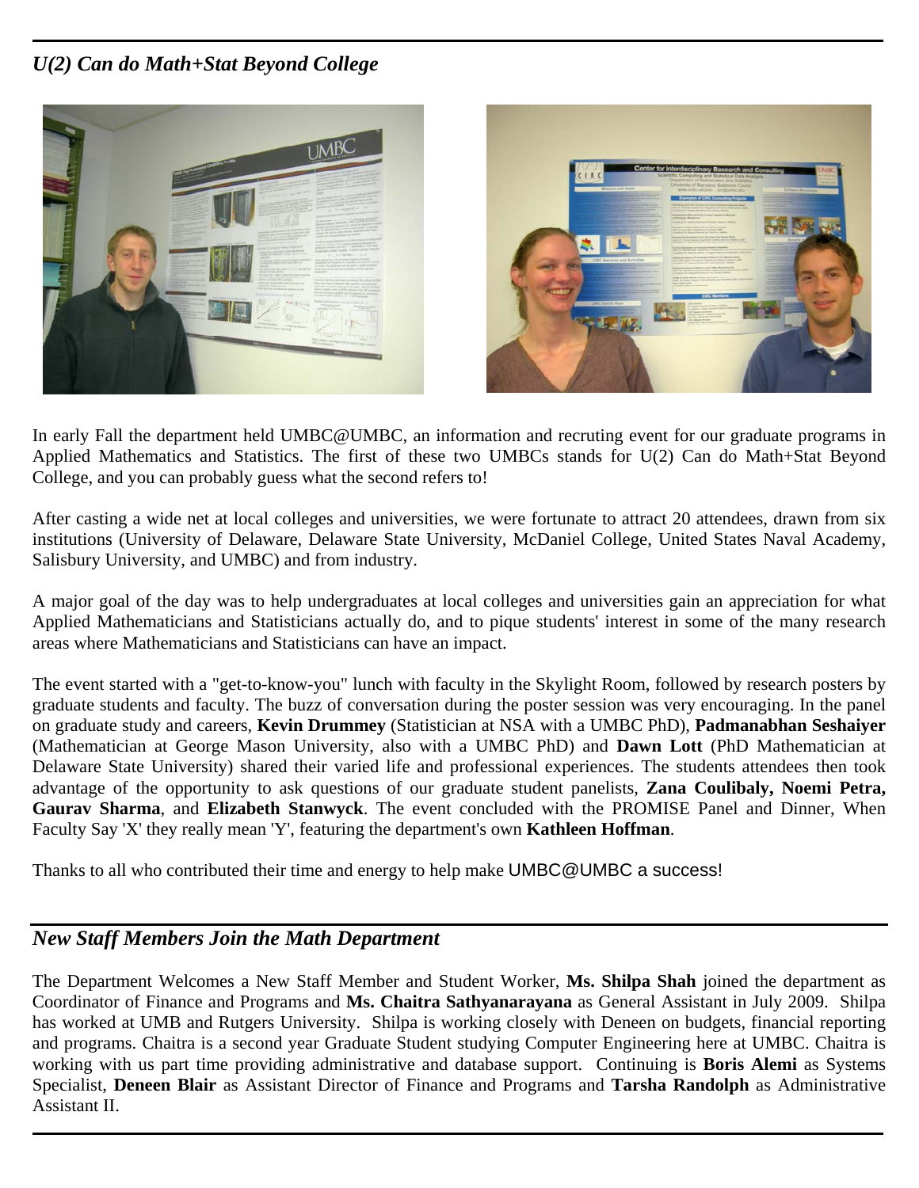## *U(2) Can do Math+Stat Beyond College*

In early Fall the department held UMBC@UMBC, an information and recruting event for our graduate programs in Applied Mathematics and Statistics. The first of these two UMBCs stands for U(2) Can do Math+Stat Beyond College, and you can probably guess what the second refers to!

After casting a wide net at local colleges and universities, we were fortunate to attract 20 attendees, drawn from six institutions (University of Delaware, Delaware State University, McDaniel College, United States Naval Academy, Salisbury University, and UMBC) and from industry.

A major goal of the day was to help undergraduates at local colleges and universities gain an appreciation for what Applied Mathematicians and Statisticians actually do, and to pique students' interest in some of the many research areas where Mathematicians and Statisticians can have an impact.

The event started with a "get-to-know-you" lunch with faculty in the Skylight Room, followed by research posters by graduate students and faculty. The buzz of conversation during the poster session was very encouraging. In the panel on graduate study and careers, **Kevin Drummey** (Statistician at NSA with a UMBC PhD), **Padmanabhan Seshaiyer** (Mathematician at George Mason University, also with a UMBC PhD) and **Dawn Lott** (PhD Mathematician at Delaware State University) shared their varied life and professional experiences. The students attendees then took advantage of the opportunity to ask questions of our graduate student panelists, **Zana Coulibaly, Noemi Petra, Gaurav Sharma**, and **Elizabeth Stanwyck**. The event concluded with the PROMISE Panel and Dinner, When Faculty Say 'X' they really mean 'Y', featuring the department's own **Kathleen Hoffman**.

Thanks to all who contributed their time and energy to help make UMBC@UMBC a success!

## *New Staff Members Join the Math Department*

The Department Welcomes a New Staff Member and Student Worker, **Ms. Shilpa Shah** joined the department as Coordinator of Finance and Programs and **Ms. Chaitra Sathyanarayana** as General Assistant in July 2009. Shilpa has worked at UMB and Rutgers University. Shilpa is working closely with Deneen on budgets, financial reporting and programs. Chaitra is a second year Graduate Student studying Computer Engineering here at UMBC. Chaitra is working with us part time providing administrative and database support. Continuing is **Boris Alemi** as Systems Specialist, **Deneen Blair** as Assistant Director of Finance and Programs and **Tarsha Randolph** as Administrative Assistant II.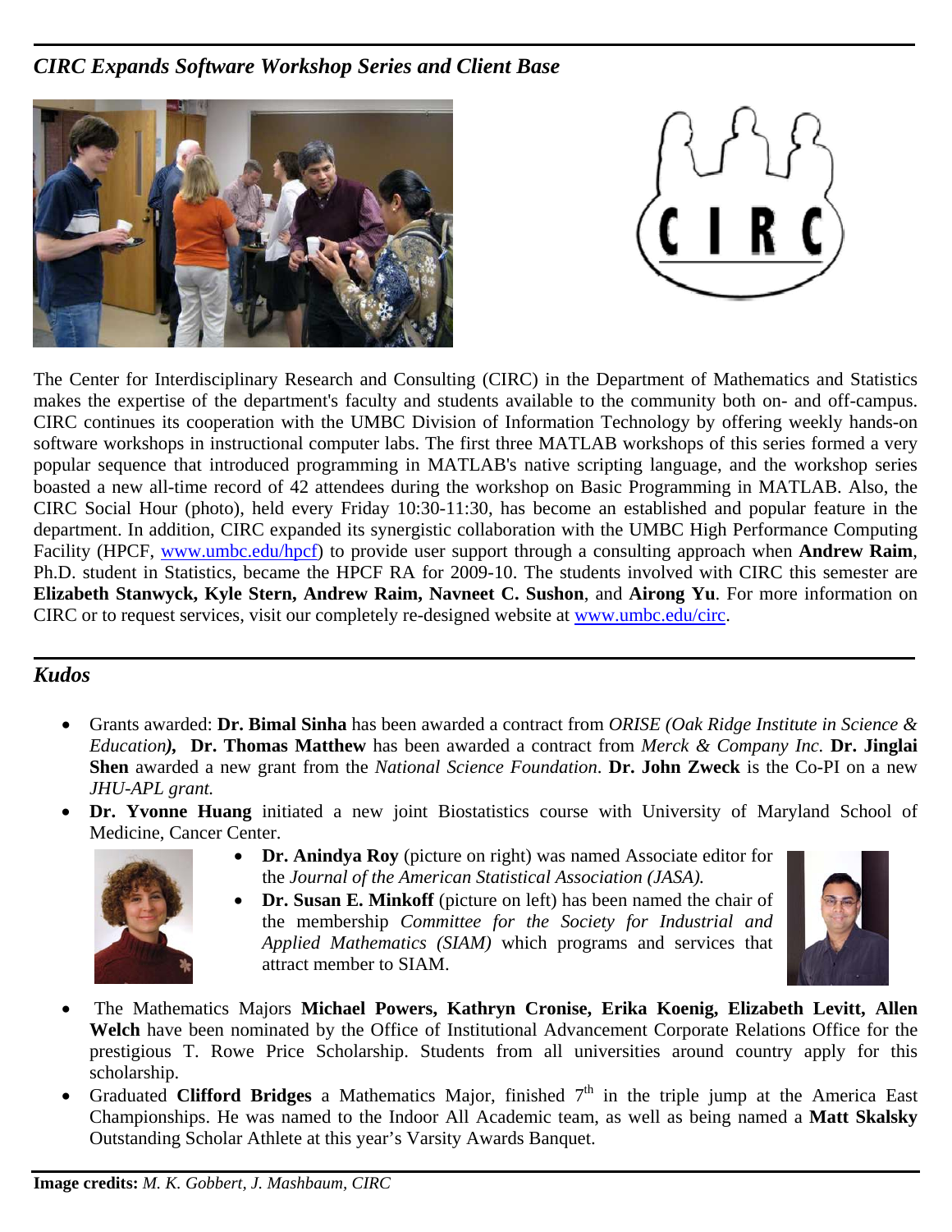## *CIRC Expands Software Workshop Series and Client Base*

The Center for Interdisciplinary Research and Consulting (CIRC) in the Department of Mathematics and Statistics makes the expertise of the department's faculty and students available to the community both on- and off-campus. CIRC continues its cooperation with the UMBC Division of Information Technology by offering weekly hands-on software workshops in instructional computer labs. The first three MATLAB workshops of this series formed a very popular sequence that introduced programming in MATLAB's native scripting language, and the workshop series boasted a new all-time record of 42 attendees during the workshop on Basic Programming in MATLAB. Also, the CIRC Social Hour (photo), held every Friday 10:30-11:30, has become an established and popular feature in the department. In addition, CIRC expanded its synergistic collaboration with the UMBC High Performance Computing Facility (HPCF, www.umbc.edu/hpcf) to provide user support through a consulting approach when **Andrew Raim**, Ph.D. student in Statistics, became the HPCF RA for 2009-10. The students involved with CIRC this semester are **Elizabeth Stanwyck, Kyle Stern, Andrew Raim, Navneet C. Sushon**, and **Airong Yu**. For more information on CIRC or to request services, visit our completely re-designed website at www.umbc.edu/circ.

## *Kudos*

- Grants awarded: **Dr. Bimal Sinha** has been awarded a contract from *ORISE (Oak Ridge Institute in Science & Education)***,** **Dr. Thomas Matthew** has been awarded a contract from *Merck & Company Inc.* **Dr. Jinglai Shen** awarded a new grant from the *National Science Foundation*. **Dr. John Zweck** is the Co-PI on a new *JHU-APL grant.*
- **Dr. Yvonne Huang** initiated a new joint Biostatistics course with University of Maryland School of Medicine, Cancer Center.
- **Dr. Anindya Roy** (picture on right) was named Associate editor for the *Journal of the American Statistical Association (JASA).*
- **Dr. Susan E. Minkoff** (picture on left) has been named the chair of the membership *Committee for the Society for Industrial and Applied Mathematics (SIAM)* which programs and services that attract member to SIAM.
- The Mathematics Majors **Michael Powers, Kathryn Cronise, Erika Koenig, Elizabeth Levitt, Allen Welch** have been nominated by the Office of Institutional Advancement Corporate Relations Office for the prestigious T. Rowe Price Scholarship. Students from all universities around country apply for this scholarship.
- Graduated **Clifford Bridges** a Mathematics Major, finished 7th in the triple jump at the America East Championships. He was named to the Indoor All Academic team, as well as being named a **Matt Skalsky** Outstanding Scholar Athlete at this year's Varsity Awards Banquet.

**Image credits:** *M. K. Gobbert, J. Mashbaum, CIRC*